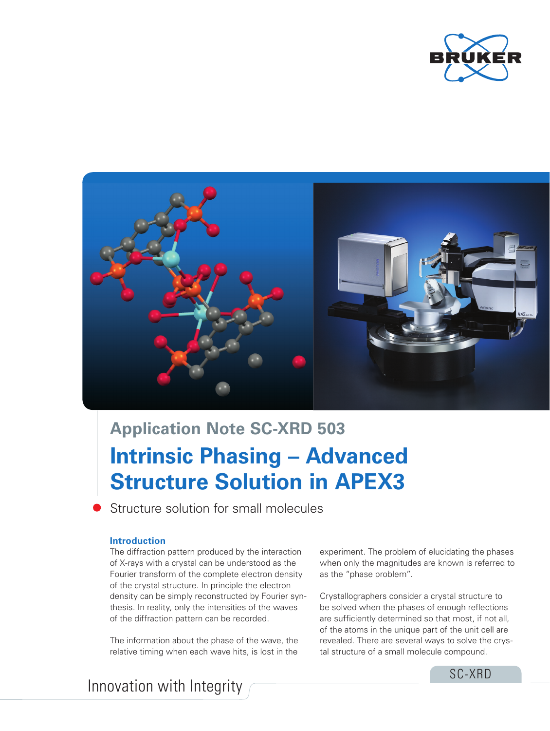Application Note SC-XRD 503

# Intrinsic Phasing – Advanced Structure Solution in APEX3

- Structure solution for small molecules

### Introduction

The diffraction pattern produced by the interaction of X-rays with a crystal can be understood as the Fourier transform of the complete electron density of the crystal structure. In principle the electron density can be simply reconstructed by Fourier synthesis. In reality, only the intensities of the waves of the diffraction pattern can be recorded.

The information about the phase of the wave, the relative timing when each wave hits, is lost in the experiment. The problem of elucidating the phases when only the magnitudes are known is referred to as the "phase problem".

Crystallographers consider a crystal structure to be solved when the phases of enough reflections are sufficiently determined so that most, if not all, of the atoms in the unique part of the unit cell are revealed. There are several ways to solve the crystal structure of a small molecule compound.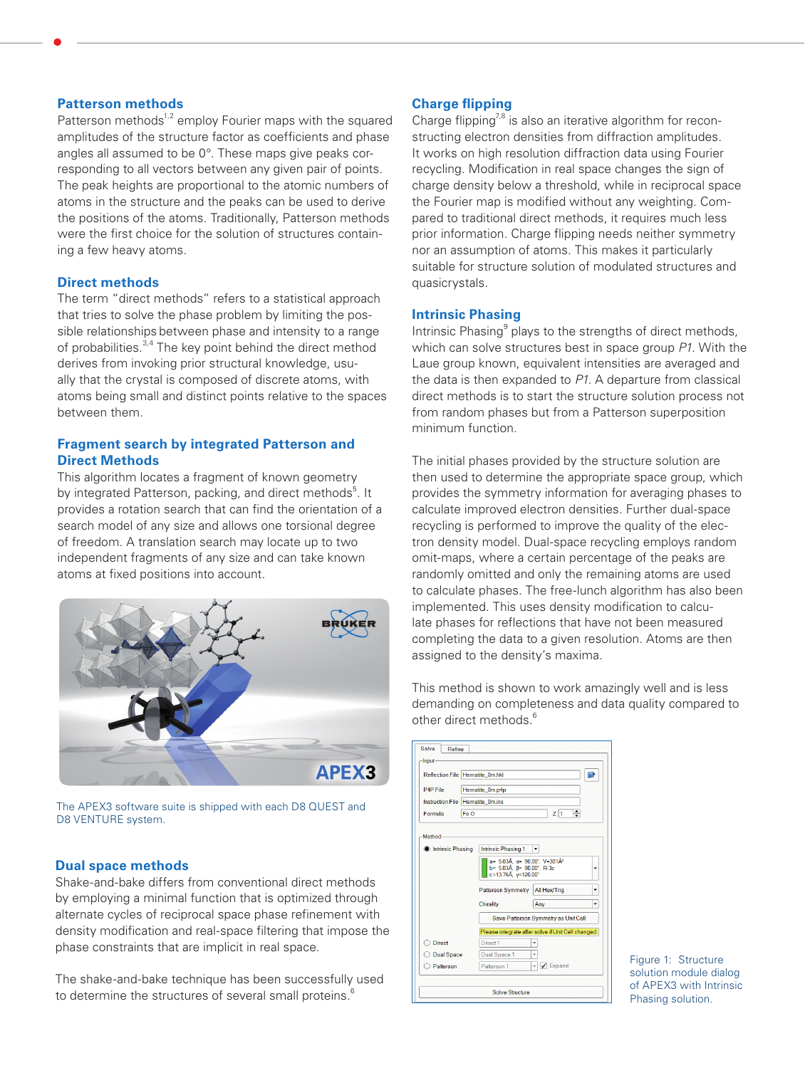## Patterson methods

Patterson methods[1,2] employ Fourier maps with the squared amplitudes of the structure factor as coefficients and phase angles all assumed to be 0°. These maps give peaks corresponding to all vectors between any given pair of points. The peak heights are proportional to the atomic numbers of atoms in the structure and the peaks can be used to derive the positions of the atoms. Traditionally, Patterson methods were the first choice for the solution of structures containing a few heavy atoms.

## Direct methods

The term "direct methods" refers to a statistical approach that tries to solve the phase problem by limiting the possible relationships between phase and intensity to a range of probabilities.[3,4] The key point behind the direct method derives from invoking prior structural knowledge, usually that the crystal is composed of discrete atoms, with atoms being small and distinct points relative to the spaces between them.

## Fragment search by integrated Patterson and Direct Methods

This algorithm locates a fragment of known geometry by integrated Patterson, packing, and direct methods[5]. It provides a rotation search that can find the orientation of a search model of any size and allows one torsional degree of freedom. A translation search may locate up to two independent fragments of any size and can take known atoms at fixed positions into account.

The APEX3 software suite is shipped with each D8 QUEST and D8 VENTURE system.

## Dual space methods

Shake-and-bake differs from conventional direct methods by employing a minimal function that is optimized through alternate cycles of reciprocal space phase refinement with density modification and real-space filtering that impose the phase constraints that are implicit in real space.

The shake-and-bake technique has been successfully used to determine the structures of several small proteins.[6]

## Charge flipping

Charge flipping[7,8] is also an iterative algorithm for reconstructing electron densities from diffraction amplitudes. It works on high resolution diffraction data using Fourier recycling. Modification in real space changes the sign of charge density below a threshold, while in reciprocal space the Fourier map is modified without any weighting. Compared to traditional direct methods, it requires much less prior information. Charge flipping needs neither symmetry nor an assumption of atoms. This makes it particularly suitable for structure solution of modulated structures and quasicrystals.

## Intrinsic Phasing

Intrinsic Phasing[9] plays to the strengths of direct methods, which can solve structures best in space group *P1*. With the Laue group known, equivalent intensities are averaged and the data is then expanded to *P1*. A departure from classical direct methods is to start the structure solution process not from random phases but from a Patterson superposition minimum function.

The initial phases provided by the structure solution are then used to determine the appropriate space group, which provides the symmetry information for averaging phases to calculate improved electron densities. Further dual-space recycling is performed to improve the quality of the electron density model. Dual-space recycling employs random omit-maps, where a certain percentage of the peaks are randomly omitted and only the remaining atoms are used to calculate phases. The free-lunch algorithm has also been implemented. This uses density modification to calculate phases for reflections that have not been measured completing the data to a given resolution. Atoms are then assigned to the density's maxima.

This method is shown to work amazingly well and is less demanding on completeness and data quality compared to other direct methods.[6]

Figure 1: Structure solution module dialog of APEX3 with Intrinsic Phasing solution.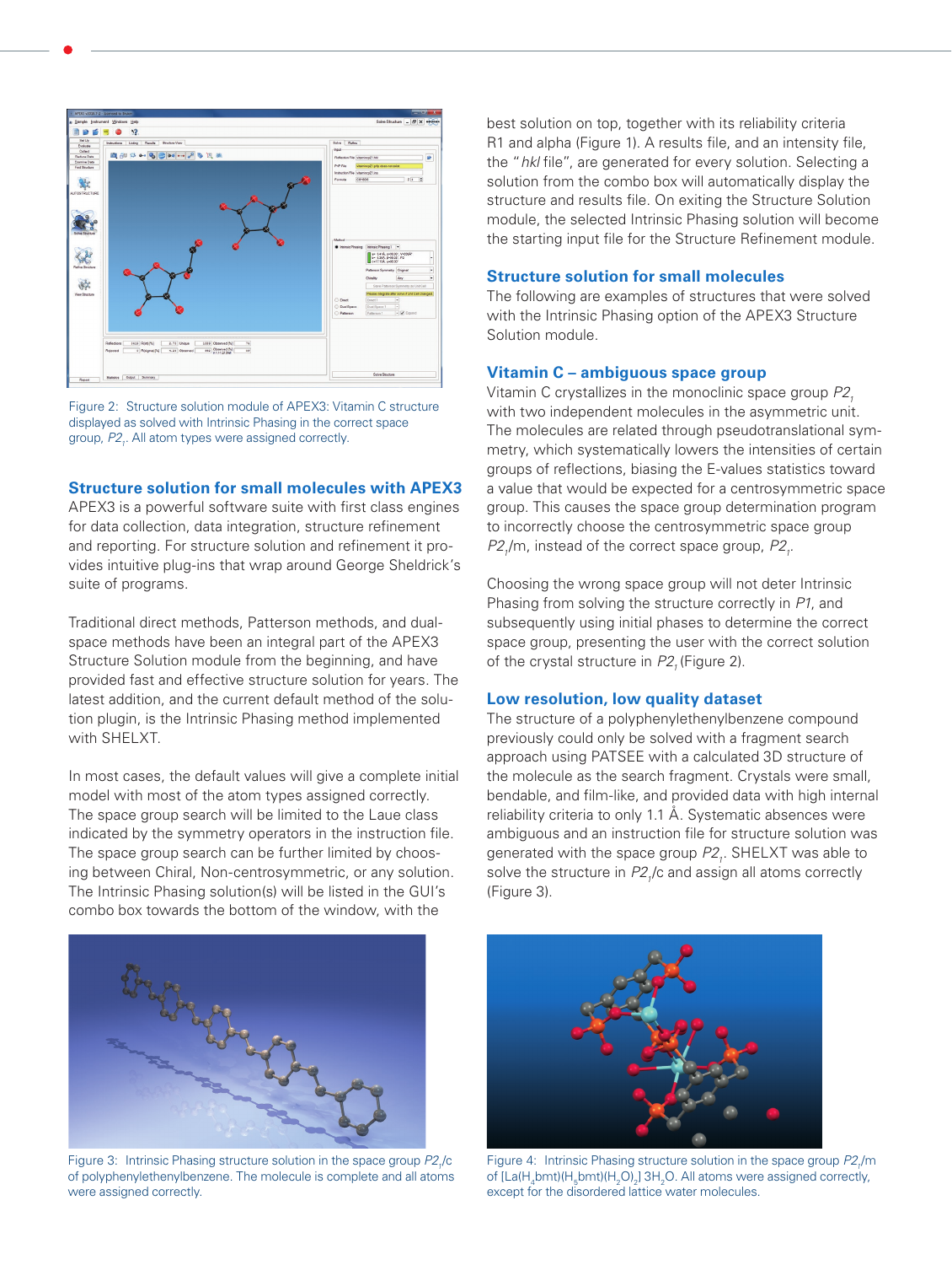Figure 2: Structure solution module of APEX3: Vitamin C structure displayed as solved with Intrinsic Phasing in the correct space group, $P2_1$. All atom types were assigned correctly.

## Structure solution for small molecules with APEX3

APEX3 is a powerful software suite with first class engines for data collection, data integration, structure refinement and reporting. For structure solution and refinement it provides intuitive plug-ins that wrap around George Sheldrick's suite of programs.

Traditional direct methods, Patterson methods, and dual-space methods have been an integral part of the APEX3 Structure Solution module from the beginning, and have provided fast and effective structure solution for years. The latest addition, and the current default method of the solution plugin, is the Intrinsic Phasing method implemented with SHELXT.

In most cases, the default values will give a complete initial model with most of the atom types assigned correctly. The space group search will be limited to the Laue class indicated by the symmetry operators in the instruction file. The space group search can be further limited by choosing between Chiral, Non-centrosymmetric, or any solution. The Intrinsic Phasing solution(s) will be listed in the GUI's combo box towards the bottom of the window, with the best solution on top, together with its reliability criteria R1 and alpha (Figure 1). A results file, and an intensity file, the "*hkl* file", are generated for every solution. Selecting a solution from the combo box will automatically display the structure and results file. On exiting the Structure Solution module, the selected Intrinsic Phasing solution will become the starting input file for the Structure Refinement module.

## Structure solution for small molecules

The following are examples of structures that were solved with the Intrinsic Phasing option of the APEX3 Structure Solution module.

### Vitamin C – ambiguous space group

Vitamin C crystallizes in the monoclinic space group $P2_1$ with two independent molecules in the asymmetric unit. The molecules are related through pseudotranslational symmetry, which systematically lowers the intensities of certain groups of reflections, biasing the E-values statistics toward a value that would be expected for a centrosymmetric space group. This causes the space group determination program to incorrectly choose the centrosymmetric space group $P2_1/m$, instead of the correct space group, $P2_1$.

Choosing the wrong space group will not deter Intrinsic Phasing from solving the structure correctly in $P1$, and subsequently using initial phases to determine the correct space group, presenting the user with the correct solution of the crystal structure in $P2_1$ (Figure 2).

### Low resolution, low quality dataset

The structure of a polyphenylethenylbenzene compound previously could only be solved with a fragment search approach using PATSEE with a calculated 3D structure of the molecule as the search fragment. Crystals were small, bendable, and film-like, and provided data with high internal reliability criteria to only 1.1 Å. Systematic absences were ambiguous and an instruction file for structure solution was generated with the space group $P2_1$. SHELXT was able to solve the structure in $P2_1/c$ and assign all atoms correctly (Figure 3).

Figure 3: Intrinsic Phasing structure solution in the space group $P2_1/c$ of polyphenylethenylbenzene. The molecule is complete and all atoms were assigned correctly.

Figure 4: Intrinsic Phasing structure solution in the space group $P2_1/m$ of $[La(H_4bmt)(H_5bmt)(H_2O)_2]\ 3H_2O$. All atoms were assigned correctly, except for the disordered lattice water molecules.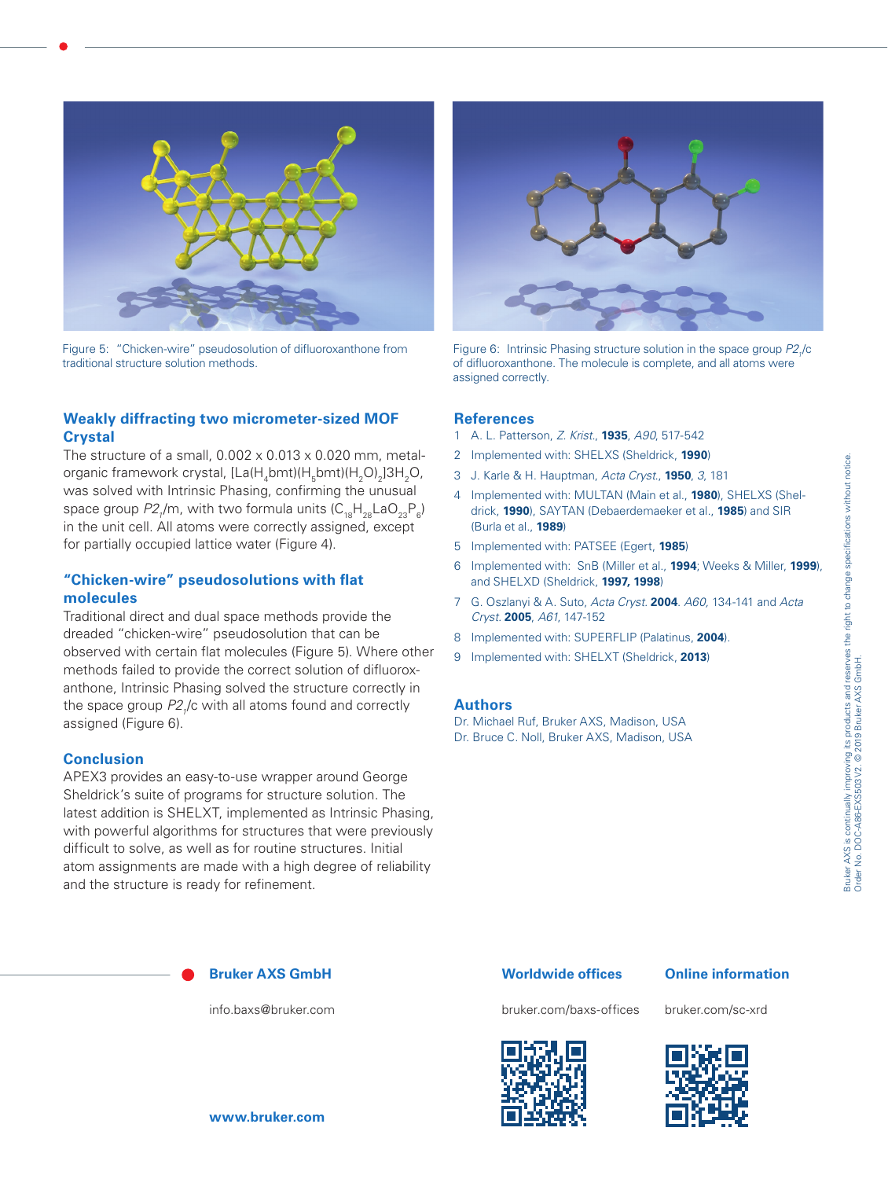Figure 5: "Chicken-wire" pseudosolution of difluoroxanthone from traditional structure solution methods.

Figure 6: Intrinsic Phasing structure solution in the space group $P2_1/c$ of difluoroxanthone. The molecule is complete, and all atoms were assigned correctly.

## Weakly diffracting two micrometer-sized MOF Crystal

The structure of a small, 0.002 x 0.013 x 0.020 mm, metal-organic framework crystal, $[La(H_4bmt)(H_5bmt)(H_2O)_2]3H_2O$, was solved with Intrinsic Phasing, confirming the unusual space group $P2_1/m$, with two formula units ($C_{18}H_{28}LaO_{23}P_6$) in the unit cell. All atoms were correctly assigned, except for partially occupied lattice water (Figure 4).

## "Chicken-wire" pseudosolutions with flat molecules

Traditional direct and dual space methods provide the dreaded "chicken-wire" pseudosolution that can be observed with certain flat molecules (Figure 5). Where other methods failed to provide the correct solution of difluoroxanthone, Intrinsic Phasing solved the structure correctly in the space group $P2_1/c$ with all atoms found and correctly assigned (Figure 6).

## Conclusion

APEX3 provides an easy-to-use wrapper around George Sheldrick's suite of programs for structure solution. The latest addition is SHELXT, implemented as Intrinsic Phasing, with powerful algorithms for structures that were previously difficult to solve, as well as for routine structures. Initial atom assignments are made with a high degree of reliability and the structure is ready for refinement.

## References

1. A. L. Patterson, *Z. Krist.*, **1935**, *A90*, 517-542
2. Implemented with: SHELXS (Sheldrick, **1990**)
3. J. Karle & H. Hauptman, *Acta Cryst.*, **1950**, *3*, 181
4. Implemented with: MULTAN (Main et al., **1980**), SHELXS (Sheldrick, **1990**), SAYTAN (Debaerdemaeker et al., **1985**) and SIR (Burla et al., **1989**)
5. Implemented with: PATSEE (Egert, **1985**)
6. Implemented with: SnB (Miller et al., **1994**; Weeks & Miller, **1999**), and SHELXD (Sheldrick, **1997, 1998**)
7. G. Oszlanyi & A. Suto, *Acta Cryst.* **2004**. *A60*, 134-141 and *Acta Cryst.* **2005**, *A61*, 147-152
8. Implemented with: SUPERFLIP (Palatinus, **2004**).
9. Implemented with: SHELXT (Sheldrick, **2013**)

## Authors

Dr. Michael Ruf, Bruker AXS, Madison, USA
Dr. Bruce C. Noll, Bruker AXS, Madison, USA

Bruker AXS is continually improving its products and reserves the right to change specifications without notice. Order No. DOC-A86-EXS503 V2. © 2019 Bruker AXS GmbH.

**Bruker AXS GmbH**

info.baxs@bruker.com

**Worldwide offices**

bruker.com/baxs-offices

**Online information**

bruker.com/sc-xrd

**www.bruker.com**